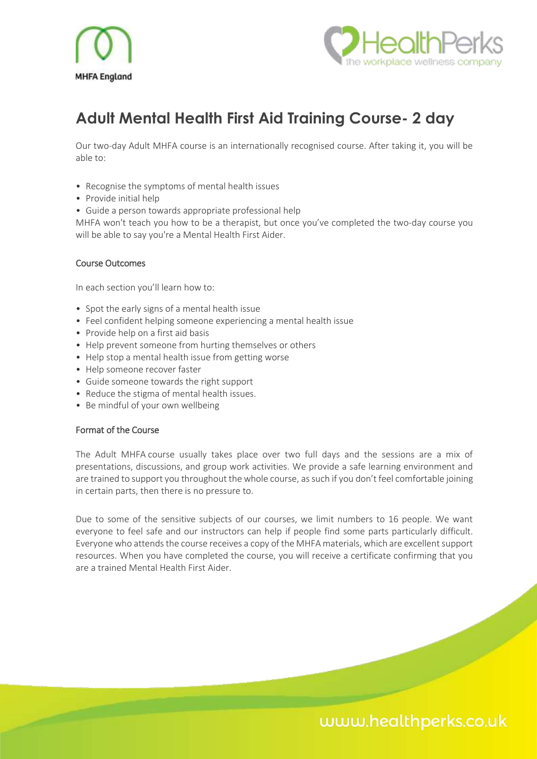MHFA England

HealthPerks
the workplace wellness company

# Adult Mental Health First Aid Training Course- 2 day

Our two-day Adult MHFA course is an internationally recognised course. After taking it, you will be able to:

- Recognise the symptoms of mental health issues
- Provide initial help
- Guide a person towards appropriate professional help

MHFA won't teach you how to be a therapist, but once you've completed the two-day course you will be able to say you're a Mental Health First Aider.

## Course Outcomes

In each section you'll learn how to:

- Spot the early signs of a mental health issue
- Feel confident helping someone experiencing a mental health issue
- Provide help on a first aid basis
- Help prevent someone from hurting themselves or others
- Help stop a mental health issue from getting worse
- Help someone recover faster
- Guide someone towards the right support
- Reduce the stigma of mental health issues.
- Be mindful of your own wellbeing

## Format of the Course

The Adult MHFA course usually takes place over two full days and the sessions are a mix of presentations, discussions, and group work activities. We provide a safe learning environment and are trained to support you throughout the whole course, as such if you don't feel comfortable joining in certain parts, then there is no pressure to.

Due to some of the sensitive subjects of our courses, we limit numbers to 16 people. We want everyone to feel safe and our instructors can help if people find some parts particularly difficult. Everyone who attends the course receives a copy of the MHFA materials, which are excellent support resources. When you have completed the course, you will receive a certificate confirming that you are a trained Mental Health First Aider.

www.healthperks.co.uk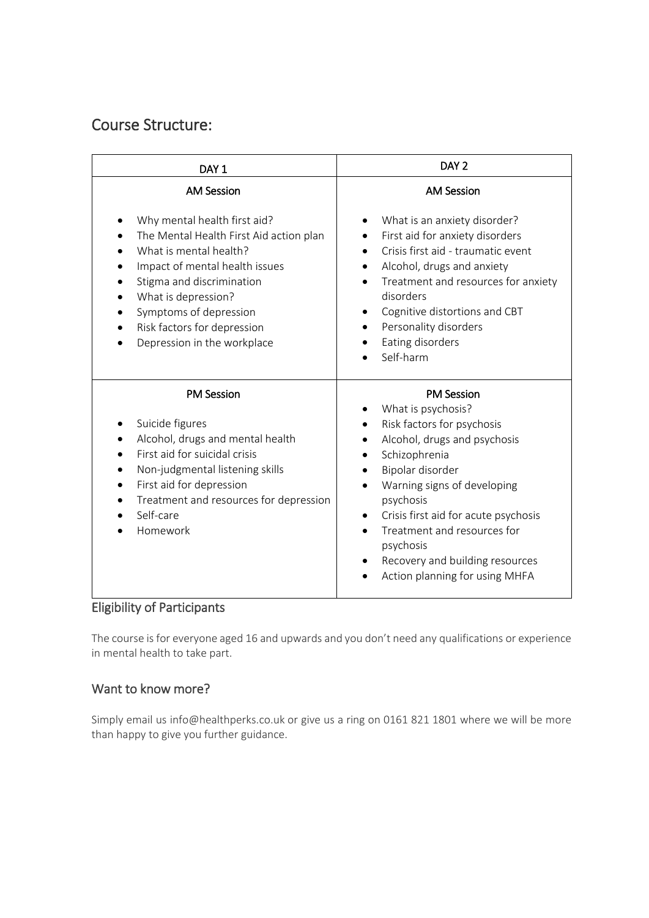## Course Structure:

| DAY 1 | DAY 2 |
|---|---|
| **AM Session**<br><br>• Why mental health first aid?<br>• The Mental Health First Aid action plan<br>• What is mental health?<br>• Impact of mental health issues<br>• Stigma and discrimination<br>• What is depression?<br>• Symptoms of depression<br>• Risk factors for depression<br>• Depression in the workplace | **AM Session**<br><br>• What is an anxiety disorder?<br>• First aid for anxiety disorders<br>• Crisis first aid - traumatic event<br>• Alcohol, drugs and anxiety<br>• Treatment and resources for anxiety disorders<br>• Cognitive distortions and CBT<br>• Personality disorders<br>• Eating disorders<br>• Self-harm |
| **PM Session**<br><br>• Suicide figures<br>• Alcohol, drugs and mental health<br>• First aid for suicidal crisis<br>• Non-judgmental listening skills<br>• First aid for depression<br>• Treatment and resources for depression<br>• Self-care<br>• Homework | **PM Session**<br><br>• What is psychosis?<br>• Risk factors for psychosis<br>• Alcohol, drugs and psychosis<br>• Schizophrenia<br>• Bipolar disorder<br>• Warning signs of developing psychosis<br>• Crisis first aid for acute psychosis<br>• Treatment and resources for psychosis<br>• Recovery and building resources<br>• Action planning for using MHFA |

## Eligibility of Participants

The course is for everyone aged 16 and upwards and you don't need any qualifications or experience in mental health to take part.

## Want to know more?

Simply email us info@healthperks.co.uk or give us a ring on 0161 821 1801 where we will be more than happy to give you further guidance.